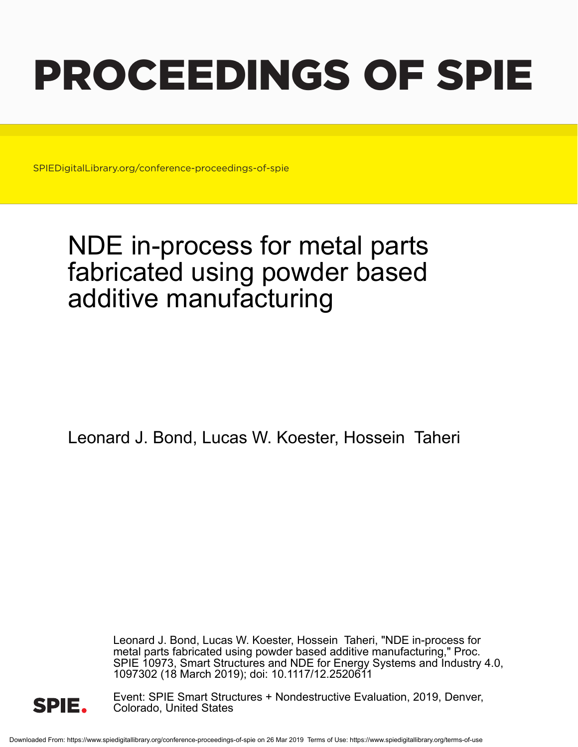# PROCEEDINGS OF SPIE

SPIEDigitalLibrary.org/conference-proceedings-of-spie

# NDE in-process for metal parts fabricated using powder based additive manufacturing

Leonard J. Bond, Lucas W. Koester, Hossein Taheri

Leonard J. Bond, Lucas W. Koester, Hossein Taheri, "NDE in-process for metal parts fabricated using powder based additive manufacturing," Proc. SPIE 10973, Smart Structures and NDE for Energy Systems and Industry 4.0, 1097302 (18 March 2019); doi: 10.1117/12.2520611

Event: SPIE Smart Structures + Nondestructive Evaluation, 2019, Denver, Colorado, United States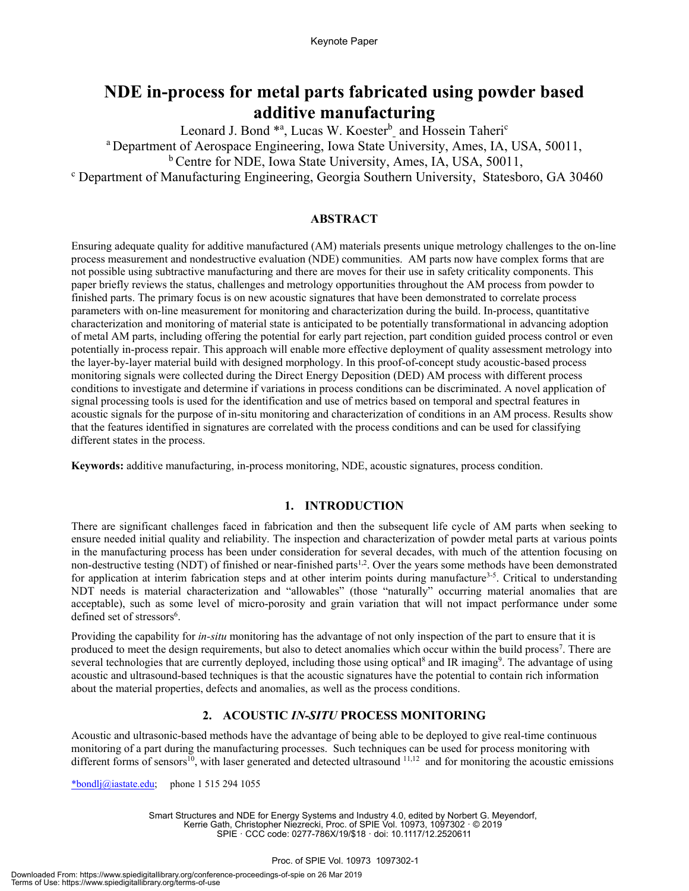Keynote Paper

# NDE in-process for metal parts fabricated using powder based additive manufacturing

Leonard J. Bond *[a], Lucas W. Koester[b], and Hossein Taheri[c]

[a] Department of Aerospace Engineering, Iowa State University, Ames, IA, USA, 50011,
[b] Centre for NDE, Iowa State University, Ames, IA, USA, 50011,
[c] Department of Manufacturing Engineering, Georgia Southern University, Statesboro, GA 30460

## ABSTRACT

Ensuring adequate quality for additive manufactured (AM) materials presents unique metrology challenges to the on-line process measurement and nondestructive evaluation (NDE) communities. AM parts now have complex forms that are not possible using subtractive manufacturing and there are moves for their use in safety criticality components. This paper briefly reviews the status, challenges and metrology opportunities throughout the AM process from powder to finished parts. The primary focus is on new acoustic signatures that have been demonstrated to correlate process parameters with on-line measurement for monitoring and characterization during the build. In-process, quantitative characterization and monitoring of material state is anticipated to be potentially transformational in advancing adoption of metal AM parts, including offering the potential for early part rejection, part condition guided process control or even potentially in-process repair. This approach will enable more effective deployment of quality assessment metrology into the layer-by-layer material build with designed morphology. In this proof-of-concept study acoustic-based process monitoring signals were collected during the Direct Energy Deposition (DED) AM process with different process conditions to investigate and determine if variations in process conditions can be discriminated. A novel application of signal processing tools is used for the identification and use of metrics based on temporal and spectral features in acoustic signals for the purpose of in-situ monitoring and characterization of conditions in an AM process. Results show that the features identified in signatures are correlated with the process conditions and can be used for classifying different states in the process.

**Keywords:** additive manufacturing, in-process monitoring, NDE, acoustic signatures, process condition.

## 1. INTRODUCTION

There are significant challenges faced in fabrication and then the subsequent life cycle of AM parts when seeking to ensure needed initial quality and reliability. The inspection and characterization of powder metal parts at various points in the manufacturing process has been under consideration for several decades, with much of the attention focusing on non-destructive testing (NDT) of finished or near-finished parts[1,2]. Over the years some methods have been demonstrated for application at interim fabrication steps and at other interim points during manufacture[3-5]. Critical to understanding NDT needs is material characterization and "allowables" (those "naturally" occurring material anomalies that are acceptable), such as some level of micro-porosity and grain variation that will not impact performance under some defined set of stressors[6].

Providing the capability for *in-situ* monitoring has the advantage of not only inspection of the part to ensure that it is produced to meet the design requirements, but also to detect anomalies which occur within the build process[7]. There are several technologies that are currently deployed, including those using optical[8] and IR imaging[9]. The advantage of using acoustic and ultrasound-based techniques is that the acoustic signatures have the potential to contain rich information about the material properties, defects and anomalies, as well as the process conditions.

## 2. ACOUSTIC *IN-SITU* PROCESS MONITORING

Acoustic and ultrasonic-based methods have the advantage of being able to be deployed to give real-time continuous monitoring of a part during the manufacturing processes. Such techniques can be used for process monitoring with different forms of sensors[10], with laser generated and detected ultrasound [11,12] and for monitoring the acoustic emissions

*bondlj@iastate.edu; phone 1 515 294 1055

Smart Structures and NDE for Energy Systems and Industry 4.0, edited by Norbert G. Meyendorf, Kerrie Gath, Christopher Niezrecki, Proc. of SPIE Vol. 10973, 1097302 · © 2019 SPIE · CCC code: 0277-786X/19/$18 · doi: 10.1117/12.2520611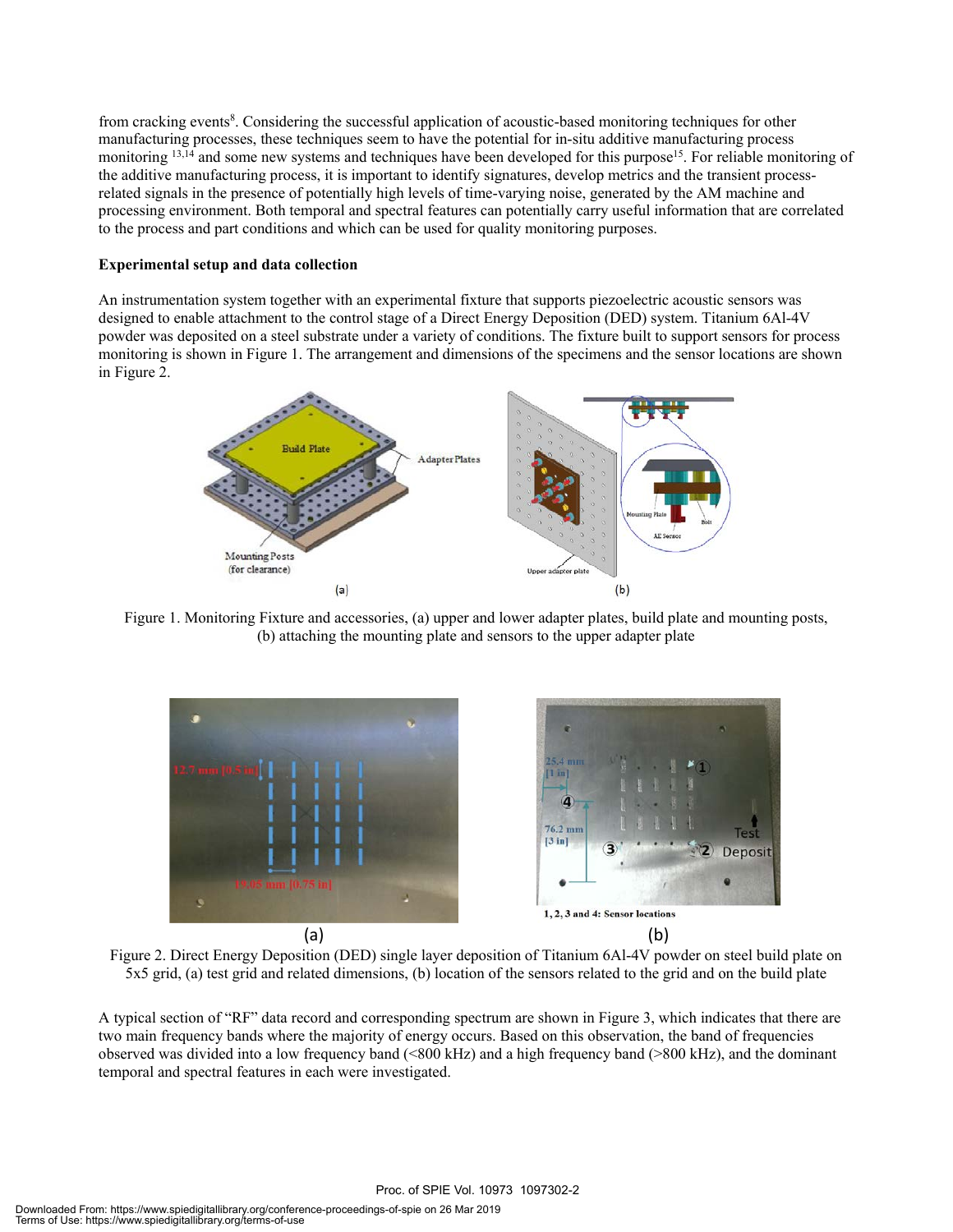from cracking events[8]. Considering the successful application of acoustic-based monitoring techniques for other manufacturing processes, these techniques seem to have the potential for in-situ additive manufacturing process monitoring [13,14] and some new systems and techniques have been developed for this purpose[15]. For reliable monitoring of the additive manufacturing process, it is important to identify signatures, develop metrics and the transient process-related signals in the presence of potentially high levels of time-varying noise, generated by the AM machine and processing environment. Both temporal and spectral features can potentially carry useful information that are correlated to the process and part conditions and which can be used for quality monitoring purposes.

**Experimental setup and data collection**

An instrumentation system together with an experimental fixture that supports piezoelectric acoustic sensors was designed to enable attachment to the control stage of a Direct Energy Deposition (DED) system. Titanium 6Al-4V powder was deposited on a steel substrate under a variety of conditions. The fixture built to support sensors for process monitoring is shown in Figure 1. The arrangement and dimensions of the specimens and the sensor locations are shown in Figure 2.

Figure 1. Monitoring Fixture and accessories, (a) upper and lower adapter plates, build plate and mounting posts, (b) attaching the mounting plate and sensors to the upper adapter plate

Figure 2. Direct Energy Deposition (DED) single layer deposition of Titanium 6Al-4V powder on steel build plate on 5x5 grid, (a) test grid and related dimensions, (b) location of the sensors related to the grid and on the build plate

A typical section of "RF" data record and corresponding spectrum are shown in Figure 3, which indicates that there are two main frequency bands where the majority of energy occurs. Based on this observation, the band of frequencies observed was divided into a low frequency band (<800 kHz) and a high frequency band (>800 kHz), and the dominant temporal and spectral features in each were investigated.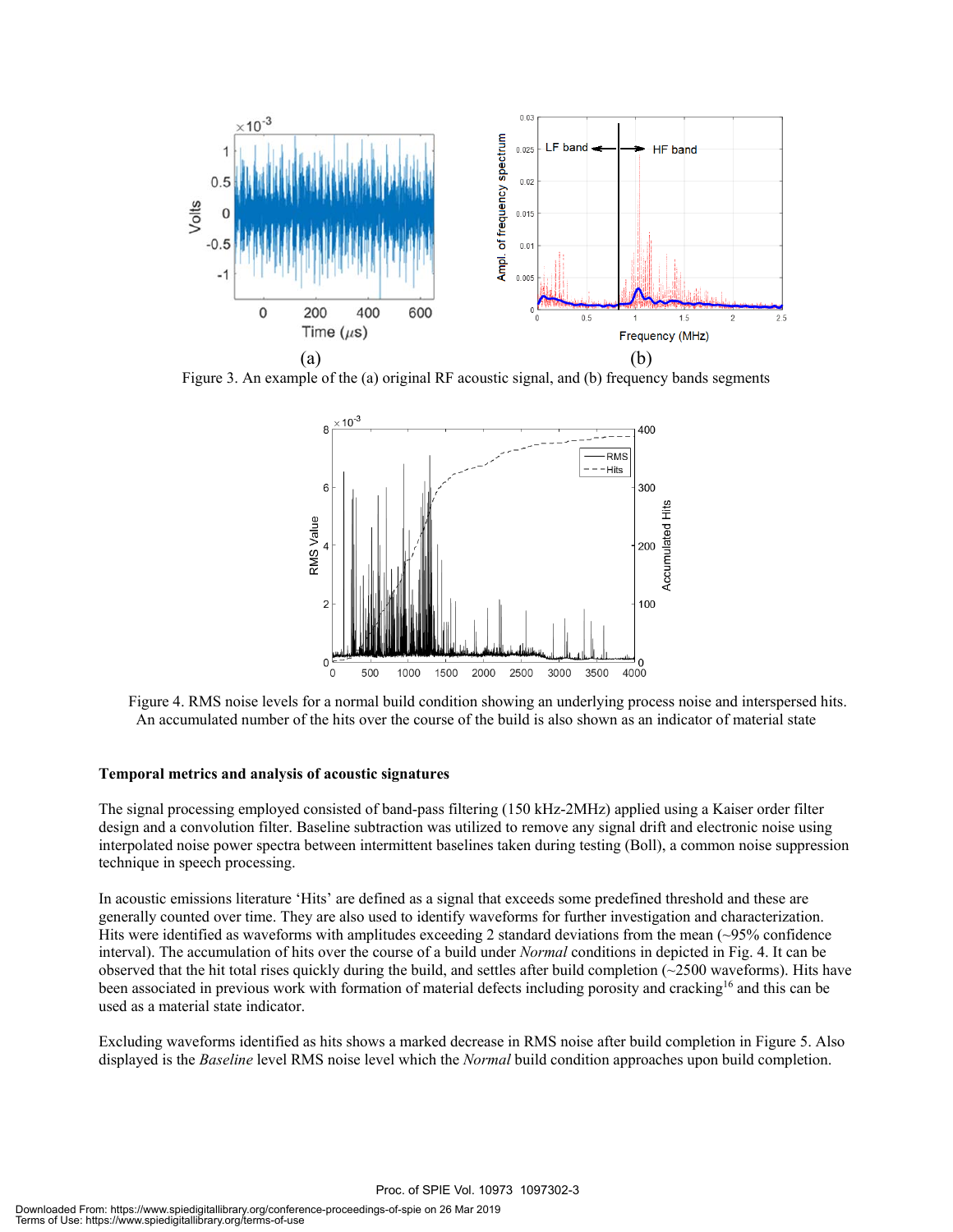Figure 3. An example of the (a) original RF acoustic signal, and (b) frequency bands segments

Figure 4. RMS noise levels for a normal build condition showing an underlying process noise and interspersed hits. An accumulated number of the hits over the course of the build is also shown as an indicator of material state

### Temporal metrics and analysis of acoustic signatures

The signal processing employed consisted of band-pass filtering (150 kHz-2MHz) applied using a Kaiser order filter design and a convolution filter. Baseline subtraction was utilized to remove any signal drift and electronic noise using interpolated noise power spectra between intermittent baselines taken during testing (Boll), a common noise suppression technique in speech processing.

In acoustic emissions literature 'Hits' are defined as a signal that exceeds some predefined threshold and these are generally counted over time. They are also used to identify waveforms for further investigation and characterization. Hits were identified as waveforms with amplitudes exceeding 2 standard deviations from the mean (~95% confidence interval). The accumulation of hits over the course of a build under *Normal* conditions in depicted in Fig. 4. It can be observed that the hit total rises quickly during the build, and settles after build completion (~2500 waveforms). Hits have been associated in previous work with formation of material defects including porosity and cracking[16] and this can be used as a material state indicator.

Excluding waveforms identified as hits shows a marked decrease in RMS noise after build completion in Figure 5. Also displayed is the *Baseline* level RMS noise level which the *Normal* build condition approaches upon build completion.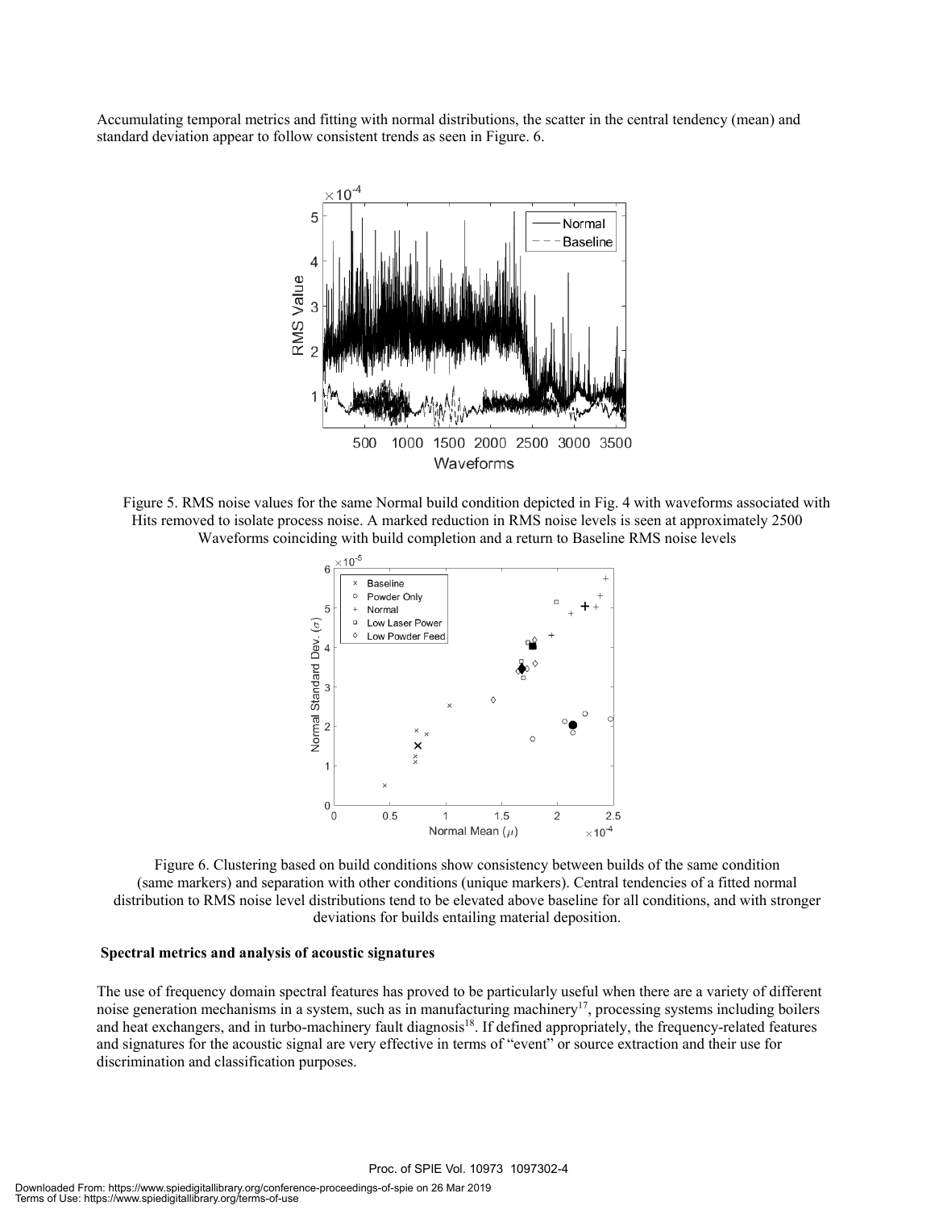Accumulating temporal metrics and fitting with normal distributions, the scatter in the central tendency (mean) and standard deviation appear to follow consistent trends as seen in Figure. 6.

Figure 5. RMS noise values for the same Normal build condition depicted in Fig. 4 with waveforms associated with Hits removed to isolate process noise. A marked reduction in RMS noise levels is seen at approximately 2500 Waveforms coinciding with build completion and a return to Baseline RMS noise levels

Figure 6. Clustering based on build conditions show consistency between builds of the same condition (same markers) and separation with other conditions (unique markers). Central tendencies of a fitted normal distribution to RMS noise level distributions tend to be elevated above baseline for all conditions, and with stronger deviations for builds entailing material deposition.

### Spectral metrics and analysis of acoustic signatures

The use of frequency domain spectral features has proved to be particularly useful when there are a variety of different noise generation mechanisms in a system, such as in manufacturing machinery[17], processing systems including boilers and heat exchangers, and in turbo-machinery fault diagnosis[18]. If defined appropriately, the frequency-related features and signatures for the acoustic signal are very effective in terms of "event" or source extraction and their use for discrimination and classification purposes.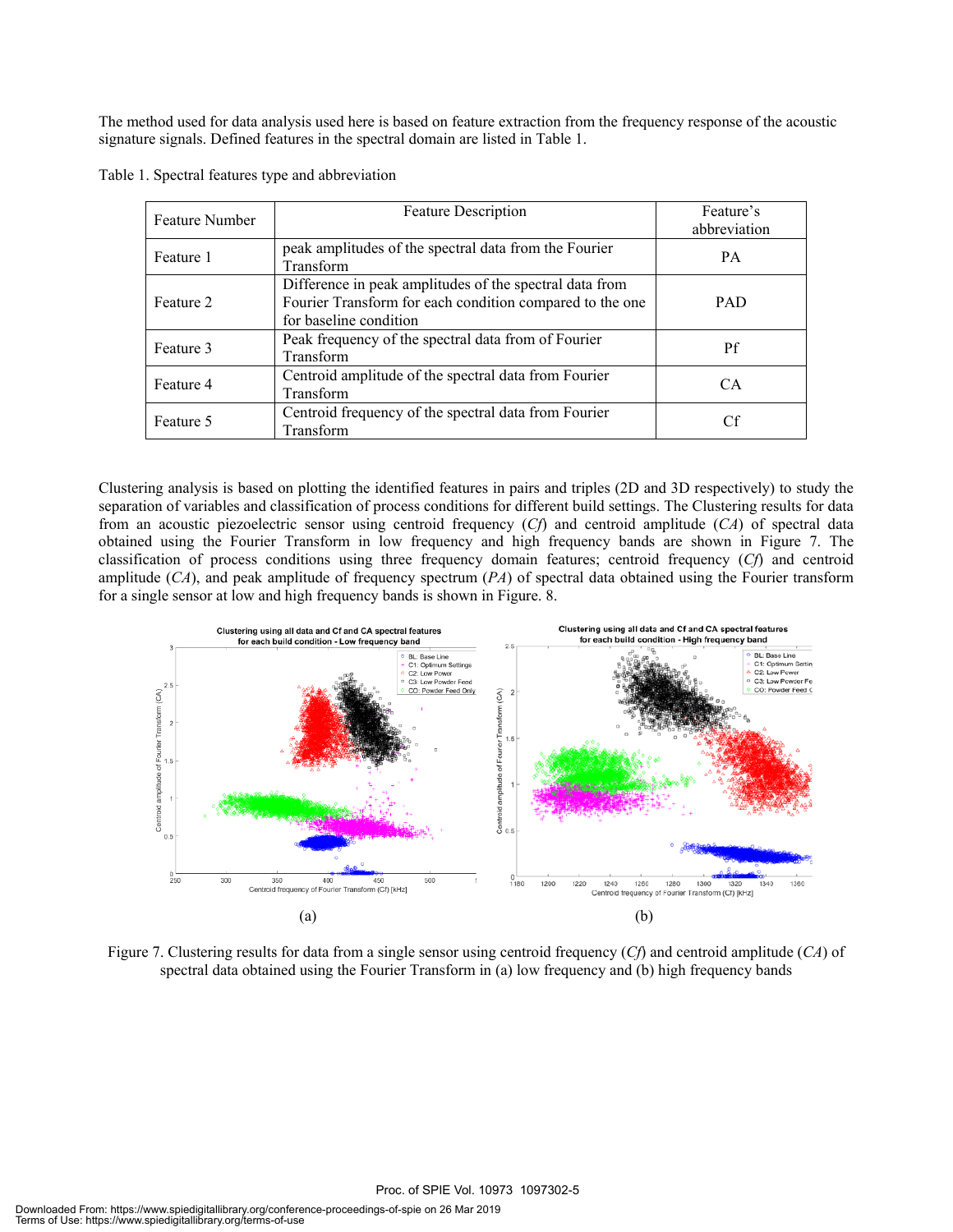The method used for data analysis used here is based on feature extraction from the frequency response of the acoustic signature signals. Defined features in the spectral domain are listed in Table 1.

Table 1. Spectral features type and abbreviation

| Feature Number | Feature Description | Feature's abbreviation |
| --- | --- | --- |
| Feature 1 | peak amplitudes of the spectral data from the Fourier Transform | PA |
| Feature 2 | Difference in peak amplitudes of the spectral data from Fourier Transform for each condition compared to the one for baseline condition | PAD |
| Feature 3 | Peak frequency of the spectral data from of Fourier Transform | Pf |
| Feature 4 | Centroid amplitude of the spectral data from Fourier Transform | CA |
| Feature 5 | Centroid frequency of the spectral data from Fourier Transform | Cf |

Clustering analysis is based on plotting the identified features in pairs and triples (2D and 3D respectively) to study the separation of variables and classification of process conditions for different build settings. The Clustering results for data from an acoustic piezoelectric sensor using centroid frequency (*Cf*) and centroid amplitude (*CA*) of spectral data obtained using the Fourier Transform in low frequency and high frequency bands are shown in Figure 7. The classification of process conditions using three frequency domain features; centroid frequency (*Cf*) and centroid amplitude (*CA*), and peak amplitude of frequency spectrum (*PA*) of spectral data obtained using the Fourier transform for a single sensor at low and high frequency bands is shown in Figure. 8.

(a) (b)

Figure 7. Clustering results for data from a single sensor using centroid frequency (*Cf*) and centroid amplitude (*CA*) of spectral data obtained using the Fourier Transform in (a) low frequency and (b) high frequency bands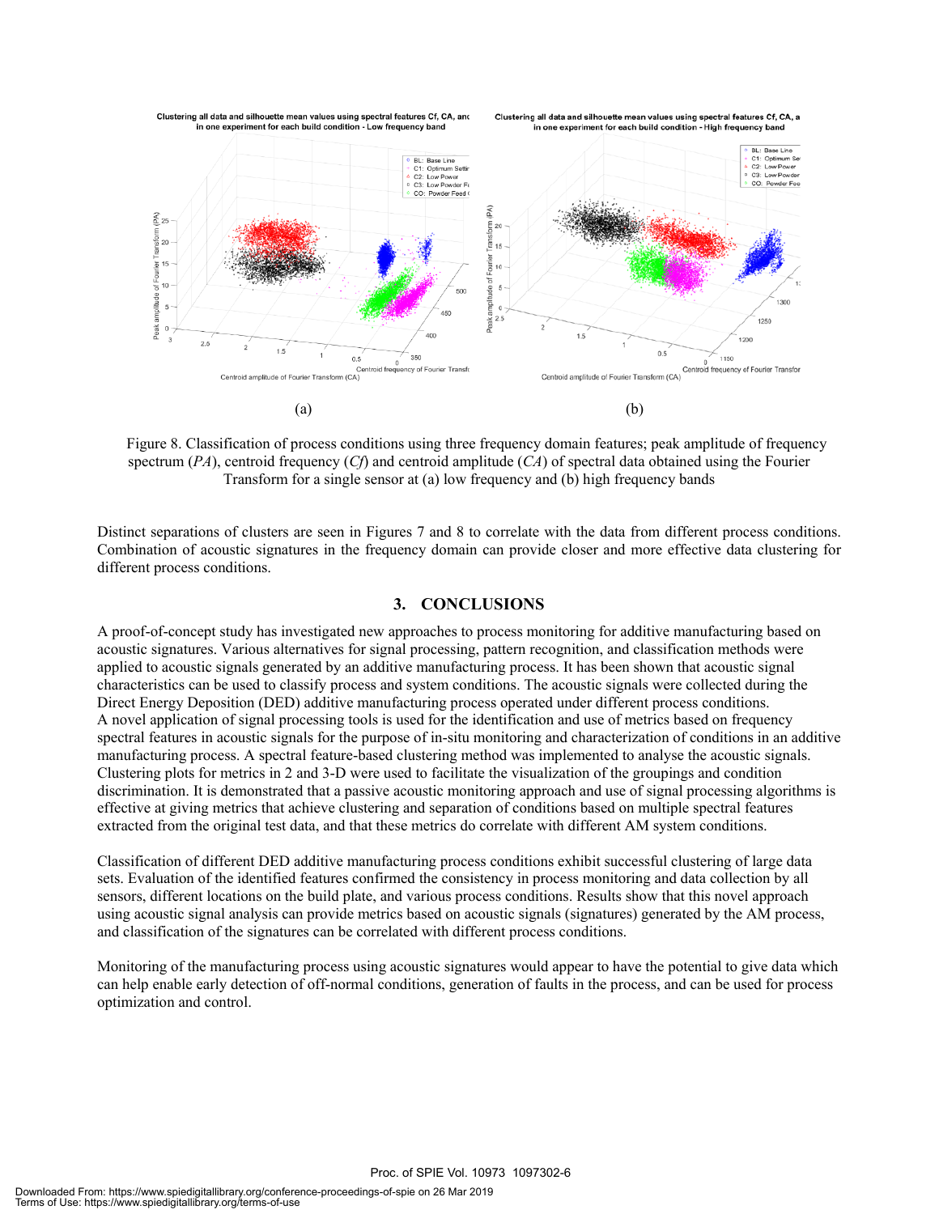Figure 8. Classification of process conditions using three frequency domain features; peak amplitude of frequency spectrum (*PA*), centroid frequency (*Cf*) and centroid amplitude (*CA*) of spectral data obtained using the Fourier Transform for a single sensor at (a) low frequency and (b) high frequency bands

Distinct separations of clusters are seen in Figures 7 and 8 to correlate with the data from different process conditions. Combination of acoustic signatures in the frequency domain can provide closer and more effective data clustering for different process conditions.

## 3. CONCLUSIONS

A proof-of-concept study has investigated new approaches to process monitoring for additive manufacturing based on acoustic signatures. Various alternatives for signal processing, pattern recognition, and classification methods were applied to acoustic signals generated by an additive manufacturing process. It has been shown that acoustic signal characteristics can be used to classify process and system conditions. The acoustic signals were collected during the Direct Energy Deposition (DED) additive manufacturing process operated under different process conditions. A novel application of signal processing tools is used for the identification and use of metrics based on frequency spectral features in acoustic signals for the purpose of in-situ monitoring and characterization of conditions in an additive manufacturing process. A spectral feature-based clustering method was implemented to analyse the acoustic signals. Clustering plots for metrics in 2 and 3-D were used to facilitate the visualization of the groupings and condition discrimination. It is demonstrated that a passive acoustic monitoring approach and use of signal processing algorithms is effective at giving metrics that achieve clustering and separation of conditions based on multiple spectral features extracted from the original test data, and that these metrics do correlate with different AM system conditions.

Classification of different DED additive manufacturing process conditions exhibit successful clustering of large data sets. Evaluation of the identified features confirmed the consistency in process monitoring and data collection by all sensors, different locations on the build plate, and various process conditions. Results show that this novel approach using acoustic signal analysis can provide metrics based on acoustic signals (signatures) generated by the AM process, and classification of the signatures can be correlated with different process conditions.

Monitoring of the manufacturing process using acoustic signatures would appear to have the potential to give data which can help enable early detection of off-normal conditions, generation of faults in the process, and can be used for process optimization and control.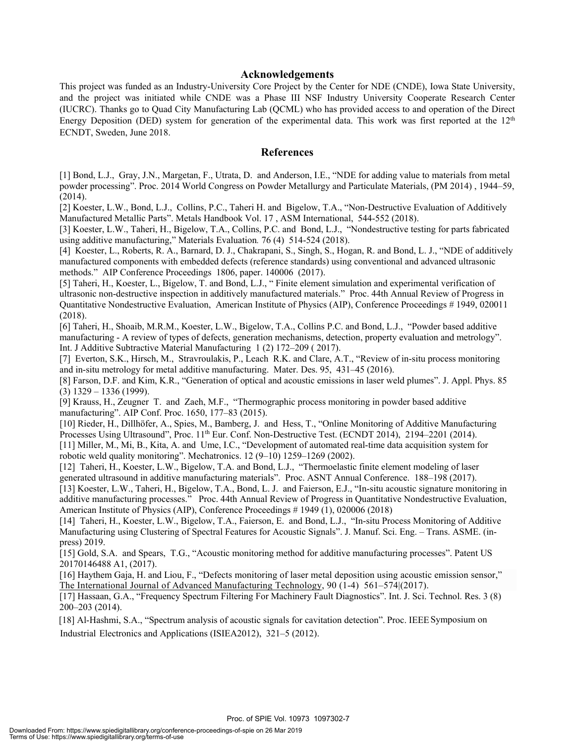## Acknowledgements

This project was funded as an Industry-University Core Project by the Center for NDE (CNDE), Iowa State University, and the project was initiated while CNDE was a Phase III NSF Industry University Cooperate Research Center (IUCRC). Thanks go to Quad City Manufacturing Lab (QCML) who has provided access to and operation of the Direct Energy Deposition (DED) system for generation of the experimental data. This work was first reported at the 12th ECNDT, Sweden, June 2018.

## References

[1] Bond, L.J., Gray, J.N., Margetan, F., Utrata, D. and Anderson, I.E., "NDE for adding value to materials from metal powder processing". Proc. 2014 World Congress on Powder Metallurgy and Particulate Materials, (PM 2014) , 1944–59, (2014).

[2] Koester, L.W., Bond, L.J., Collins, P.C., Taheri H. and Bigelow, T.A., "Non-Destructive Evaluation of Additively Manufactured Metallic Parts". Metals Handbook Vol. 17 , ASM International, 544-552 (2018).

[3] Koester, L.W., Taheri, H., Bigelow, T.A., Collins, P.C. and Bond, L.J., "Nondestructive testing for parts fabricated using additive manufacturing," Materials Evaluation. 76 (4) 514-524 (2018).

[4] Koester, L., Roberts, R. A., Barnard, D. J., Chakrapani, S., Singh, S., Hogan, R. and Bond, L. J., "NDE of additively manufactured components with embedded defects (reference standards) using conventional and advanced ultrasonic methods." AIP Conference Proceedings 1806, paper. 140006 (2017).

[5] Taheri, H., Koester, L., Bigelow, T. and Bond, L.J., " Finite element simulation and experimental verification of ultrasonic non-destructive inspection in additively manufactured materials." Proc. 44th Annual Review of Progress in Quantitative Nondestructive Evaluation, American Institute of Physics (AIP), Conference Proceedings # 1949, 020011 (2018).

[6] Taheri, H., Shoaib, M.R.M., Koester, L.W., Bigelow, T.A., Collins P.C. and Bond, L.J., "Powder based additive manufacturing - A review of types of defects, generation mechanisms, detection, property evaluation and metrology". Int. J Additive Subtractive Material Manufacturing 1 (2) 172–209 ( 2017).

[7] Everton, S.K., Hirsch, M., Stravroulakis, P., Leach R.K. and Clare, A.T., "Review of in-situ process monitoring and in-situ metrology for metal additive manufacturing. Mater. Des. 95, 431–45 (2016).

[8] Farson, D.F. and Kim, K.R., "Generation of optical and acoustic emissions in laser weld plumes". J. Appl. Phys. 85 (3) 1329 – 1336 (1999).

[9] Krauss, H., Zeugner T. and Zaeh, M.F., "Thermographic process monitoring in powder based additive manufacturing". AIP Conf. Proc. 1650, 177–83 (2015).

[10] Rieder, H., Dillhöfer, A., Spies, M., Bamberg, J. and Hess, T., "Online Monitoring of Additive Manufacturing Processes Using Ultrasound", Proc. 11th Eur. Conf. Non-Destructive Test. (ECNDT 2014), 2194–2201 (2014).

[11] Miller, M., Mi, B., Kita, A. and Ume, I.C., "Development of automated real-time data acquisition system for robotic weld quality monitoring". Mechatronics. 12 (9–10) 1259–1269 (2002).

[12] Taheri, H., Koester, L.W., Bigelow, T.A. and Bond, L.J., "Thermoelastic finite element modeling of laser generated ultrasound in additive manufacturing materials". Proc. ASNT Annual Conference. 188–198 (2017).

[13] Koester, L.W., Taheri, H., Bigelow, T.A., Bond, L. J. and Faierson, E.J., "In-situ acoustic signature monitoring in additive manufacturing processes." Proc. 44th Annual Review of Progress in Quantitative Nondestructive Evaluation, American Institute of Physics (AIP), Conference Proceedings # 1949 (1), 020006 (2018)

[14] Taheri, H., Koester, L.W., Bigelow, T.A., Faierson, E. and Bond, L.J., "In-situ Process Monitoring of Additive Manufacturing using Clustering of Spectral Features for Acoustic Signals". J. Manuf. Sci. Eng. – Trans. ASME. (in-press) 2019.

[15] Gold, S.A. and Spears, T.G., "Acoustic monitoring method for additive manufacturing processes". Patent US 20170146488 A1, (2017).

[16] Haythem Gaja, H. and Liou, F., "Defects monitoring of laser metal deposition using acoustic emission sensor," The International Journal of Advanced Manufacturing Technology, 90 (1-4) 561–574|(2017).

[17] Hassaan, G.A., "Frequency Spectrum Filtering For Machinery Fault Diagnostics". Int. J. Sci. Technol. Res. 3 (8) 200–203 (2014).

[18] Al-Hashmi, S.A., "Spectrum analysis of acoustic signals for cavitation detection". Proc. IEEE Symposium on Industrial Electronics and Applications (ISIEA2012), 321–5 (2012).